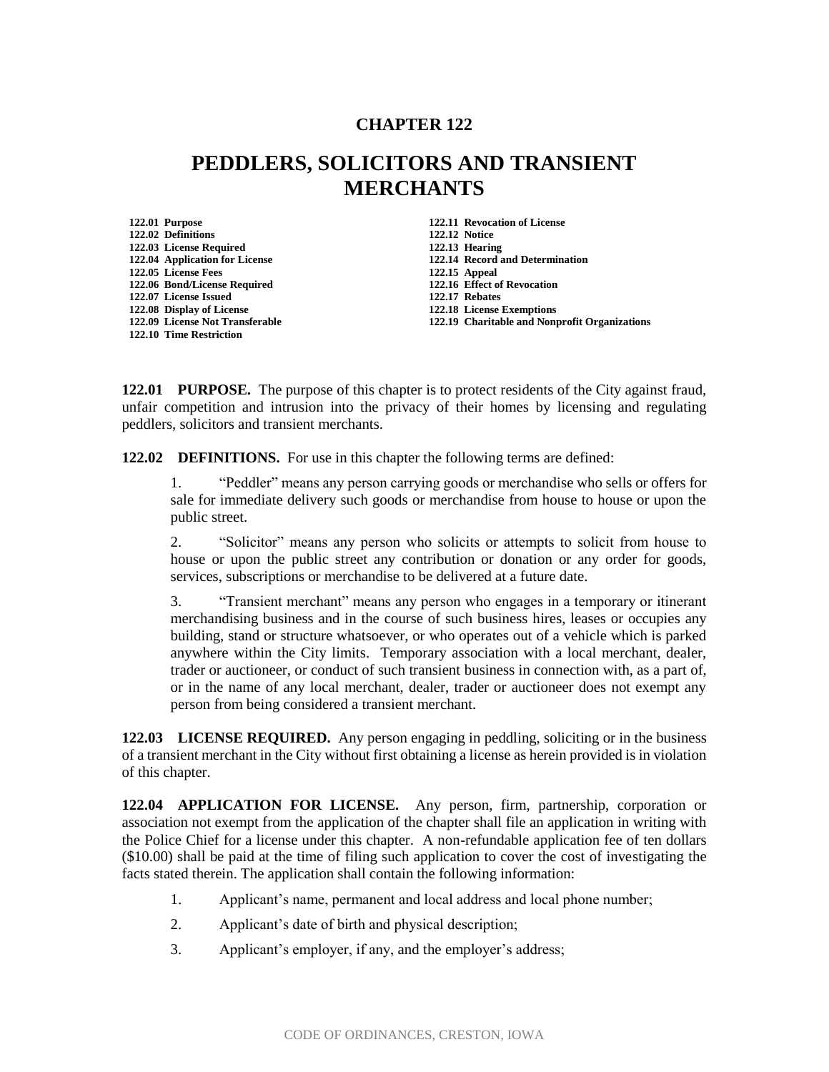# CHAPTER 122

# PEDDLERS, SOLICITORS AND TRANSIENT MERCHANTS

**122.01 Purpose**
**122.02 Definitions**
**122.03 License Required**
**122.04 Application for License**
**122.05 License Fees**
**122.06 Bond/License Required**
**122.07 License Issued**
**122.08 Display of License**
**122.09 License Not Transferable**
**122.10 Time Restriction**
**122.11 Revocation of License**
**122.12 Notice**
**122.13 Hearing**
**122.14 Record and Determination**
**122.15 Appeal**
**122.16 Effect of Revocation**
**122.17 Rebates**
**122.18 License Exemptions**
**122.19 Charitable and Nonprofit Organizations**

**122.01 PURPOSE.** The purpose of this chapter is to protect residents of the City against fraud, unfair competition and intrusion into the privacy of their homes by licensing and regulating peddlers, solicitors and transient merchants.

**122.02 DEFINITIONS.** For use in this chapter the following terms are defined:

1. "Peddler" means any person carrying goods or merchandise who sells or offers for sale for immediate delivery such goods or merchandise from house to house or upon the public street.

2. "Solicitor" means any person who solicits or attempts to solicit from house to house or upon the public street any contribution or donation or any order for goods, services, subscriptions or merchandise to be delivered at a future date.

3. "Transient merchant" means any person who engages in a temporary or itinerant merchandising business and in the course of such business hires, leases or occupies any building, stand or structure whatsoever, or who operates out of a vehicle which is parked anywhere within the City limits. Temporary association with a local merchant, dealer, trader or auctioneer, or conduct of such transient business in connection with, as a part of, or in the name of any local merchant, dealer, trader or auctioneer does not exempt any person from being considered a transient merchant.

**122.03 LICENSE REQUIRED.** Any person engaging in peddling, soliciting or in the business of a transient merchant in the City without first obtaining a license as herein provided is in violation of this chapter.

**122.04 APPLICATION FOR LICENSE.** Any person, firm, partnership, corporation or association not exempt from the application of the chapter shall file an application in writing with the Police Chief for a license under this chapter. A non-refundable application fee of ten dollars ($10.00) shall be paid at the time of filing such application to cover the cost of investigating the facts stated therein. The application shall contain the following information:

1. Applicant's name, permanent and local address and local phone number;

2. Applicant's date of birth and physical description;

3. Applicant's employer, if any, and the employer's address;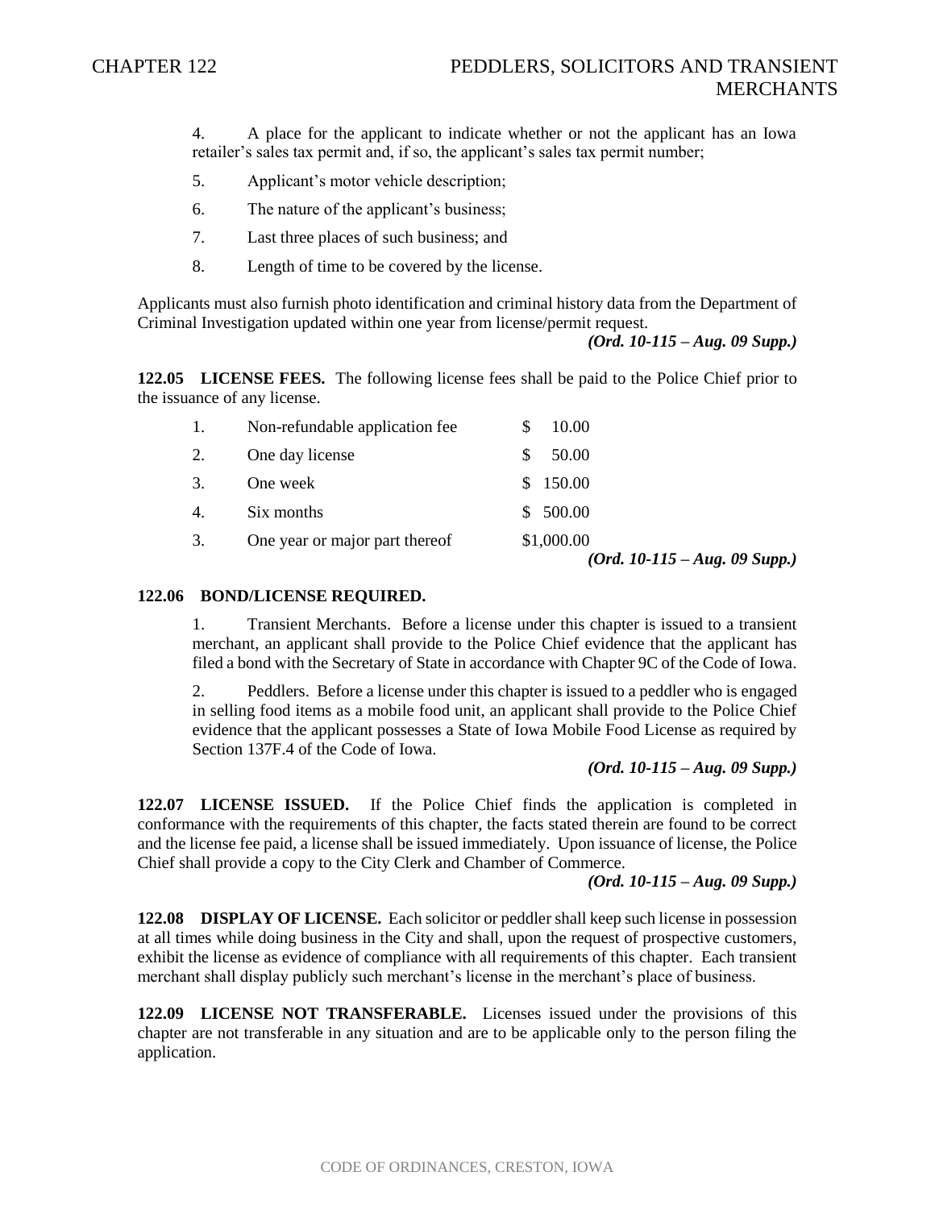4. A place for the applicant to indicate whether or not the applicant has an Iowa retailer's sales tax permit and, if so, the applicant's sales tax permit number;

5. Applicant's motor vehicle description;

6. The nature of the applicant's business;

7. Last three places of such business; and

8. Length of time to be covered by the license.

Applicants must also furnish photo identification and criminal history data from the Department of Criminal Investigation updated within one year from license/permit request.

*(Ord. 10-115 – Aug. 09 Supp.)*

**122.05 LICENSE FEES.** The following license fees shall be paid to the Police Chief prior to the issuance of any license.

| | | |
|---|---|---|
| 1. | Non-refundable application fee | $ 10.00 |
| 2. | One day license | $ 50.00 |
| 3. | One week | $ 150.00 |
| 4. | Six months | $ 500.00 |
| 3. | One year or major part thereof | $1,000.00 |

*(Ord. 10-115 – Aug. 09 Supp.)*

**122.06 BOND/LICENSE REQUIRED.**

1. Transient Merchants. Before a license under this chapter is issued to a transient merchant, an applicant shall provide to the Police Chief evidence that the applicant has filed a bond with the Secretary of State in accordance with Chapter 9C of the Code of Iowa.

2. Peddlers. Before a license under this chapter is issued to a peddler who is engaged in selling food items as a mobile food unit, an applicant shall provide to the Police Chief evidence that the applicant possesses a State of Iowa Mobile Food License as required by Section 137F.4 of the Code of Iowa.

*(Ord. 10-115 – Aug. 09 Supp.)*

**122.07 LICENSE ISSUED.** If the Police Chief finds the application is completed in conformance with the requirements of this chapter, the facts stated therein are found to be correct and the license fee paid, a license shall be issued immediately. Upon issuance of license, the Police Chief shall provide a copy to the City Clerk and Chamber of Commerce.

*(Ord. 10-115 – Aug. 09 Supp.)*

**122.08 DISPLAY OF LICENSE.** Each solicitor or peddler shall keep such license in possession at all times while doing business in the City and shall, upon the request of prospective customers, exhibit the license as evidence of compliance with all requirements of this chapter. Each transient merchant shall display publicly such merchant's license in the merchant's place of business.

**122.09 LICENSE NOT TRANSFERABLE.** Licenses issued under the provisions of this chapter are not transferable in any situation and are to be applicable only to the person filing the application.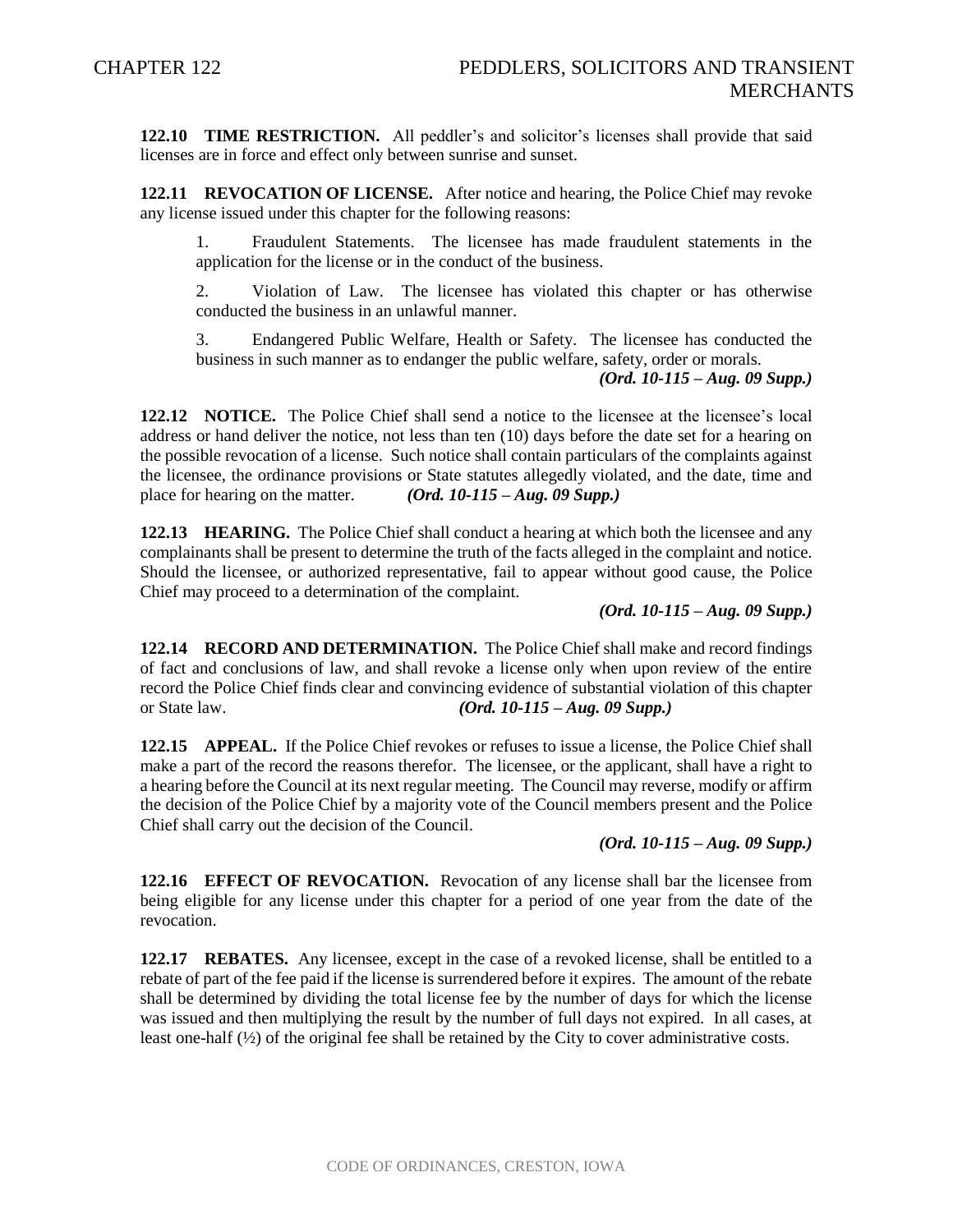**122.10 TIME RESTRICTION.** All peddler's and solicitor's licenses shall provide that said licenses are in force and effect only between sunrise and sunset.

**122.11 REVOCATION OF LICENSE.** After notice and hearing, the Police Chief may revoke any license issued under this chapter for the following reasons:

1. Fraudulent Statements. The licensee has made fraudulent statements in the application for the license or in the conduct of the business.

2. Violation of Law. The licensee has violated this chapter or has otherwise conducted the business in an unlawful manner.

3. Endangered Public Welfare, Health or Safety. The licensee has conducted the business in such manner as to endanger the public welfare, safety, order or morals.

***(Ord. 10-115 – Aug. 09 Supp.)***

**122.12 NOTICE.** The Police Chief shall send a notice to the licensee at the licensee's local address or hand deliver the notice, not less than ten (10) days before the date set for a hearing on the possible revocation of a license. Such notice shall contain particulars of the complaints against the licensee, the ordinance provisions or State statutes allegedly violated, and the date, time and place for hearing on the matter. ***(Ord. 10-115 – Aug. 09 Supp.)***

**122.13 HEARING.** The Police Chief shall conduct a hearing at which both the licensee and any complainants shall be present to determine the truth of the facts alleged in the complaint and notice. Should the licensee, or authorized representative, fail to appear without good cause, the Police Chief may proceed to a determination of the complaint.

***(Ord. 10-115 – Aug. 09 Supp.)***

**122.14 RECORD AND DETERMINATION.** The Police Chief shall make and record findings of fact and conclusions of law, and shall revoke a license only when upon review of the entire record the Police Chief finds clear and convincing evidence of substantial violation of this chapter or State law. ***(Ord. 10-115 – Aug. 09 Supp.)***

**122.15 APPEAL.** If the Police Chief revokes or refuses to issue a license, the Police Chief shall make a part of the record the reasons therefor. The licensee, or the applicant, shall have a right to a hearing before the Council at its next regular meeting. The Council may reverse, modify or affirm the decision of the Police Chief by a majority vote of the Council members present and the Police Chief shall carry out the decision of the Council.

***(Ord. 10-115 – Aug. 09 Supp.)***

**122.16 EFFECT OF REVOCATION.** Revocation of any license shall bar the licensee from being eligible for any license under this chapter for a period of one year from the date of the revocation.

**122.17 REBATES.** Any licensee, except in the case of a revoked license, shall be entitled to a rebate of part of the fee paid if the license is surrendered before it expires. The amount of the rebate shall be determined by dividing the total license fee by the number of days for which the license was issued and then multiplying the result by the number of full days not expired. In all cases, at least one-half (½) of the original fee shall be retained by the City to cover administrative costs.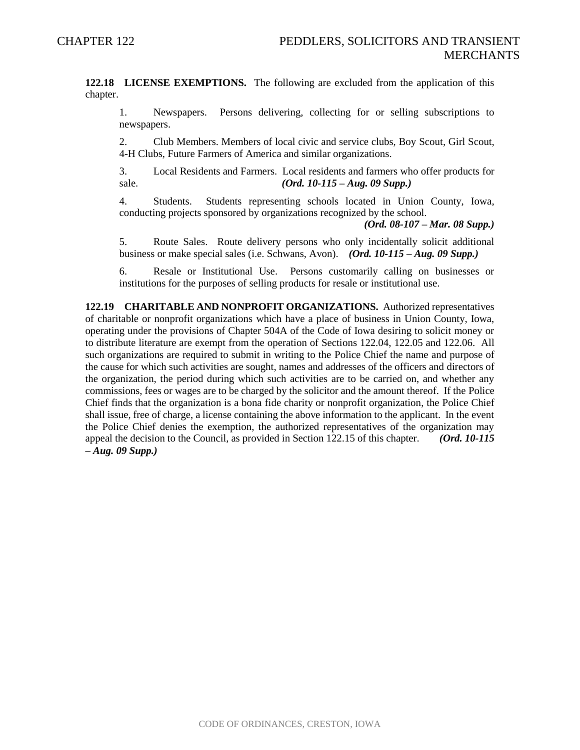**122.18 LICENSE EXEMPTIONS.** The following are excluded from the application of this chapter.

1. Newspapers. Persons delivering, collecting for or selling subscriptions to newspapers.

2. Club Members. Members of local civic and service clubs, Boy Scout, Girl Scout, 4-H Clubs, Future Farmers of America and similar organizations.

3. Local Residents and Farmers. Local residents and farmers who offer products for sale. ***(Ord. 10-115 – Aug. 09 Supp.)***

4. Students. Students representing schools located in Union County, Iowa, conducting projects sponsored by organizations recognized by the school. ***(Ord. 08-107 – Mar. 08 Supp.)***

5. Route Sales. Route delivery persons who only incidentally solicit additional business or make special sales (i.e. Schwans, Avon). ***(Ord. 10-115 – Aug. 09 Supp.)***

6. Resale or Institutional Use. Persons customarily calling on businesses or institutions for the purposes of selling products for resale or institutional use.

**122.19 CHARITABLE AND NONPROFIT ORGANIZATIONS.** Authorized representatives of charitable or nonprofit organizations which have a place of business in Union County, Iowa, operating under the provisions of Chapter 504A of the Code of Iowa desiring to solicit money or to distribute literature are exempt from the operation of Sections 122.04, 122.05 and 122.06. All such organizations are required to submit in writing to the Police Chief the name and purpose of the cause for which such activities are sought, names and addresses of the officers and directors of the organization, the period during which such activities are to be carried on, and whether any commissions, fees or wages are to be charged by the solicitor and the amount thereof. If the Police Chief finds that the organization is a bona fide charity or nonprofit organization, the Police Chief shall issue, free of charge, a license containing the above information to the applicant. In the event the Police Chief denies the exemption, the authorized representatives of the organization may appeal the decision to the Council, as provided in Section 122.15 of this chapter. ***(Ord. 10-115 – Aug. 09 Supp.)***